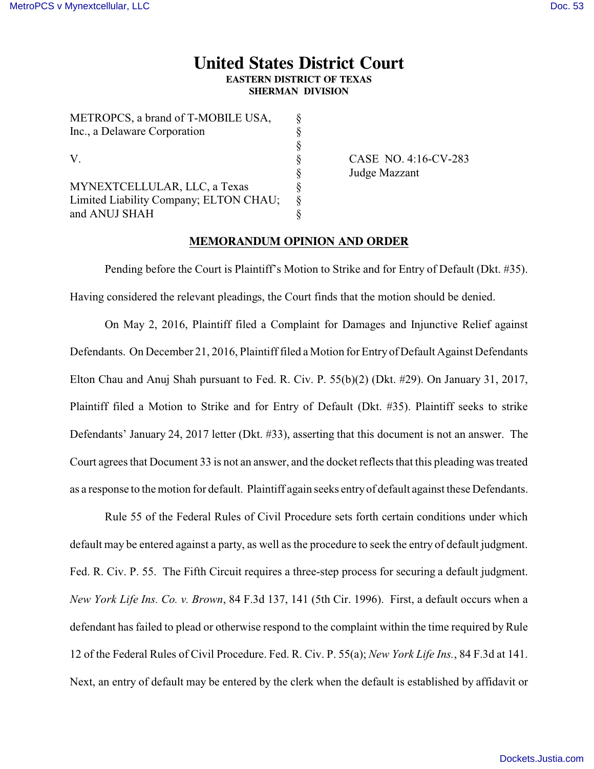# United States District Court
**EASTERN DISTRICT OF TEXAS**
**SHERMAN DIVISION**

| | | |
|---|---|---|
| METROPCS, a brand of T-MOBILE USA, Inc., a Delaware Corporation | § § § | |
| V. | § § | CASE NO. 4:16-CV-283 Judge Mazzant |
| MYNEXTCELLULAR, LLC, a Texas Limited Liability Company; ELTON CHAU; and ANUJ SHAH | § § § | |

## MEMORANDUM OPINION AND ORDER

Pending before the Court is Plaintiff's Motion to Strike and for Entry of Default (Dkt. #35). Having considered the relevant pleadings, the Court finds that the motion should be denied.

On May 2, 2016, Plaintiff filed a Complaint for Damages and Injunctive Relief against Defendants. On December 21, 2016, Plaintiff filed a Motion for Entry of Default Against Defendants Elton Chau and Anuj Shah pursuant to Fed. R. Civ. P. 55(b)(2) (Dkt. #29). On January 31, 2017, Plaintiff filed a Motion to Strike and for Entry of Default (Dkt. #35). Plaintiff seeks to strike Defendants' January 24, 2017 letter (Dkt. #33), asserting that this document is not an answer. The Court agrees that Document 33 is not an answer, and the docket reflects that this pleading was treated as a response to the motion for default. Plaintiff again seeks entry of default against these Defendants.

Rule 55 of the Federal Rules of Civil Procedure sets forth certain conditions under which default may be entered against a party, as well as the procedure to seek the entry of default judgment. Fed. R. Civ. P. 55. The Fifth Circuit requires a three-step process for securing a default judgment. *New York Life Ins. Co. v. Brown*, 84 F.3d 137, 141 (5th Cir. 1996). First, a default occurs when a defendant has failed to plead or otherwise respond to the complaint within the time required by Rule 12 of the Federal Rules of Civil Procedure. Fed. R. Civ. P. 55(a); *New York Life Ins.*, 84 F.3d at 141. Next, an entry of default may be entered by the clerk when the default is established by affidavit or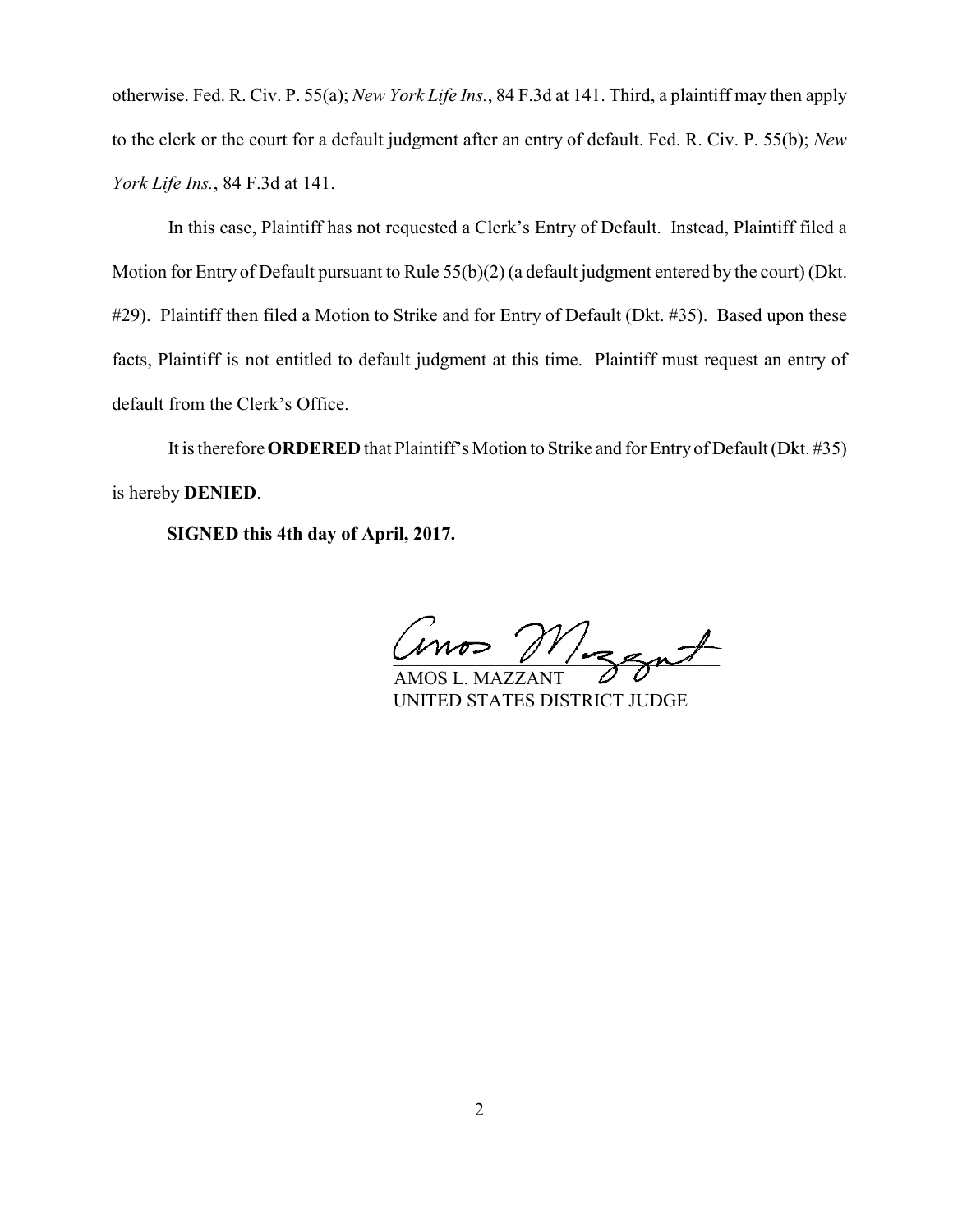otherwise. Fed. R. Civ. P. 55(a); *New York Life Ins.*, 84 F.3d at 141. Third, a plaintiff may then apply to the clerk or the court for a default judgment after an entry of default. Fed. R. Civ. P. 55(b); *New York Life Ins.*, 84 F.3d at 141.

In this case, Plaintiff has not requested a Clerk's Entry of Default. Instead, Plaintiff filed a Motion for Entry of Default pursuant to Rule 55(b)(2) (a default judgment entered by the court) (Dkt. #29). Plaintiff then filed a Motion to Strike and for Entry of Default (Dkt. #35). Based upon these facts, Plaintiff is not entitled to default judgment at this time. Plaintiff must request an entry of default from the Clerk's Office.

It is therefore **ORDERED** that Plaintiff's Motion to Strike and for Entry of Default (Dkt. #35) is hereby **DENIED**.

**SIGNED this 4th day of April, 2017.**

AMOS L. MAZZANT
UNITED STATES DISTRICT JUDGE